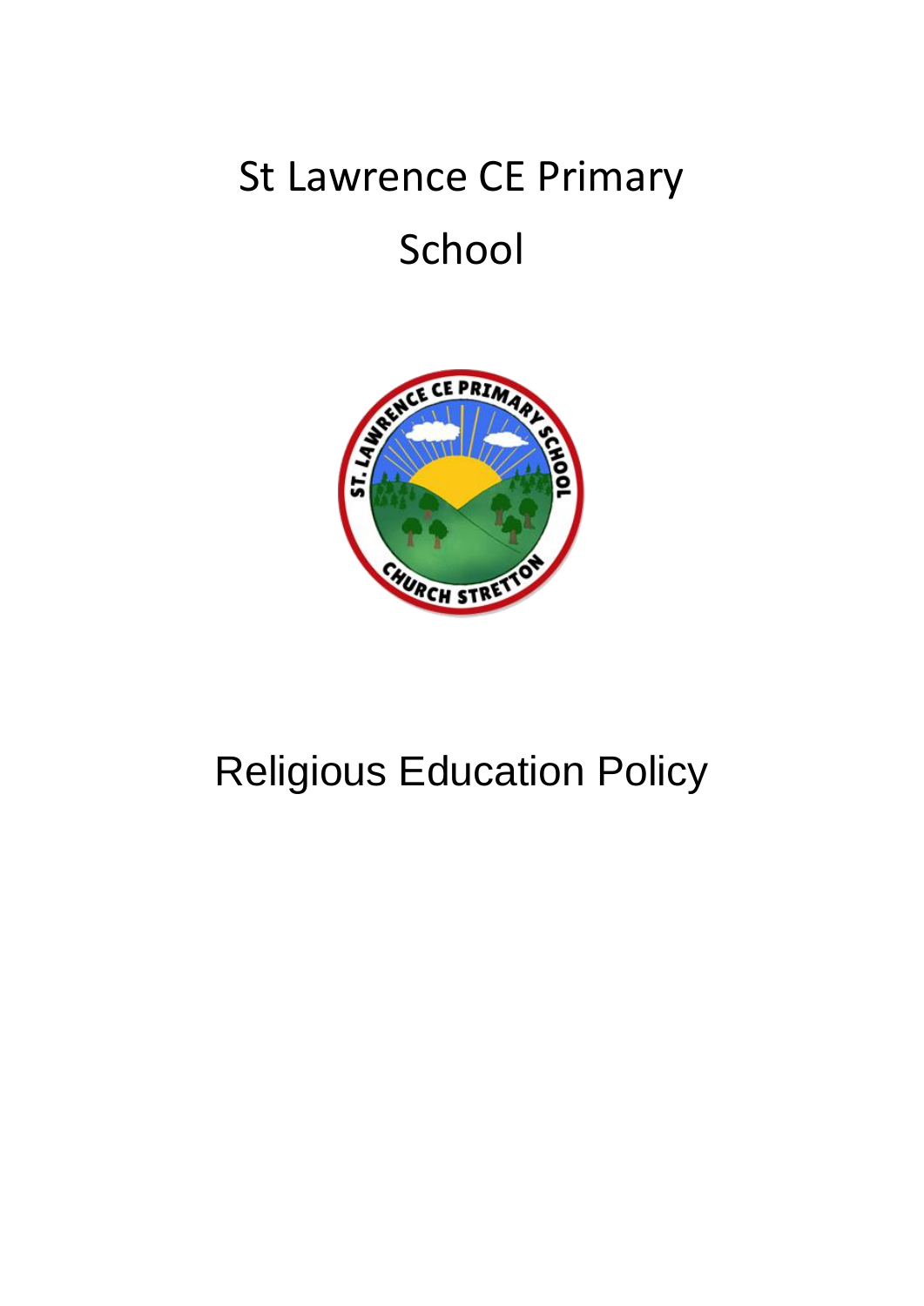# St Lawrence CE Primary School

# Religious Education Policy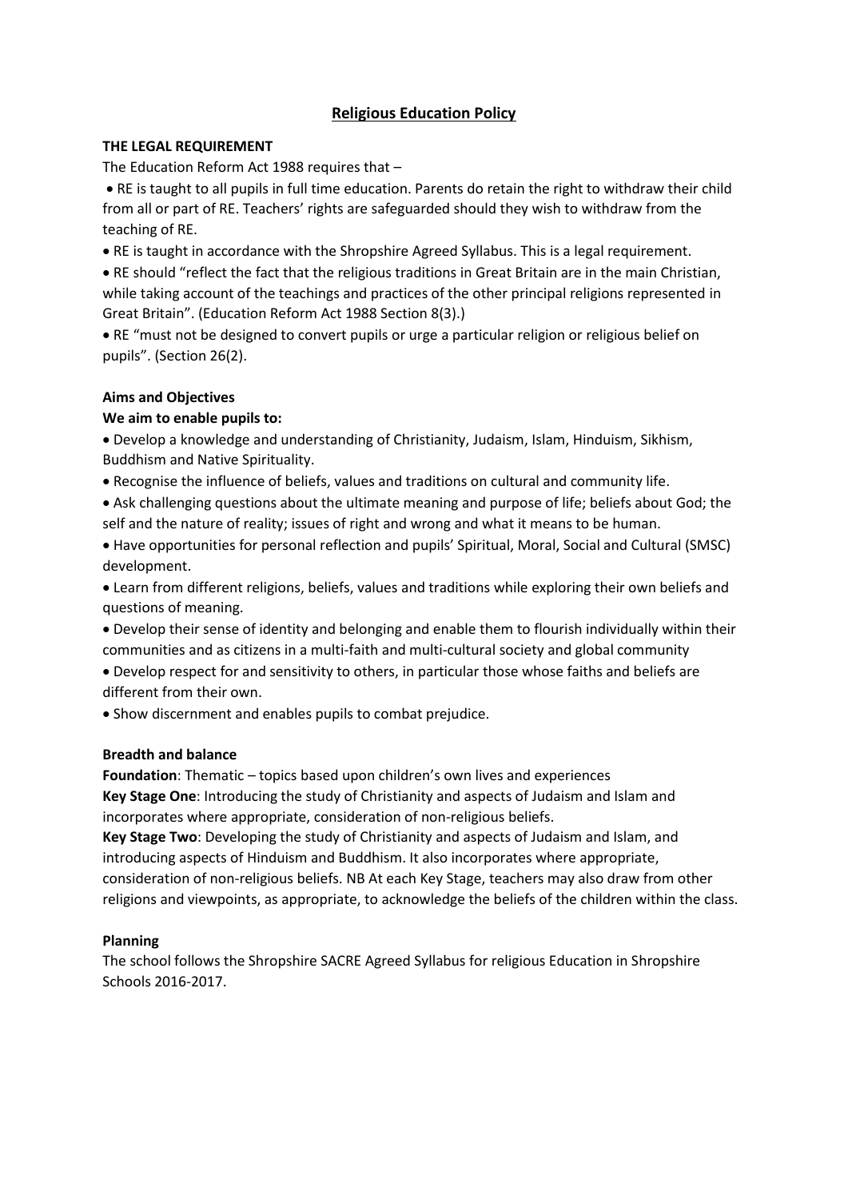# Religious Education Policy

**THE LEGAL REQUIREMENT**

The Education Reform Act 1988 requires that –

- RE is taught to all pupils in full time education. Parents do retain the right to withdraw their child from all or part of RE. Teachers' rights are safeguarded should they wish to withdraw from the teaching of RE.
- RE is taught in accordance with the Shropshire Agreed Syllabus. This is a legal requirement.
- RE should "reflect the fact that the religious traditions in Great Britain are in the main Christian, while taking account of the teachings and practices of the other principal religions represented in Great Britain". (Education Reform Act 1988 Section 8(3).)
- RE "must not be designed to convert pupils or urge a particular religion or religious belief on pupils". (Section 26(2).

**Aims and Objectives**

**We aim to enable pupils to:**

- Develop a knowledge and understanding of Christianity, Judaism, Islam, Hinduism, Sikhism, Buddhism and Native Spirituality.
- Recognise the influence of beliefs, values and traditions on cultural and community life.
- Ask challenging questions about the ultimate meaning and purpose of life; beliefs about God; the self and the nature of reality; issues of right and wrong and what it means to be human.
- Have opportunities for personal reflection and pupils' Spiritual, Moral, Social and Cultural (SMSC) development.
- Learn from different religions, beliefs, values and traditions while exploring their own beliefs and questions of meaning.
- Develop their sense of identity and belonging and enable them to flourish individually within their communities and as citizens in a multi-faith and multi-cultural society and global community
- Develop respect for and sensitivity to others, in particular those whose faiths and beliefs are different from their own.
- Show discernment and enables pupils to combat prejudice.

**Breadth and balance**

**Foundation**: Thematic – topics based upon children's own lives and experiences

**Key Stage One**: Introducing the study of Christianity and aspects of Judaism and Islam and incorporates where appropriate, consideration of non-religious beliefs.

**Key Stage Two**: Developing the study of Christianity and aspects of Judaism and Islam, and introducing aspects of Hinduism and Buddhism. It also incorporates where appropriate, consideration of non-religious beliefs. NB At each Key Stage, teachers may also draw from other religions and viewpoints, as appropriate, to acknowledge the beliefs of the children within the class.

**Planning**

The school follows the Shropshire SACRE Agreed Syllabus for religious Education in Shropshire Schools 2016-2017.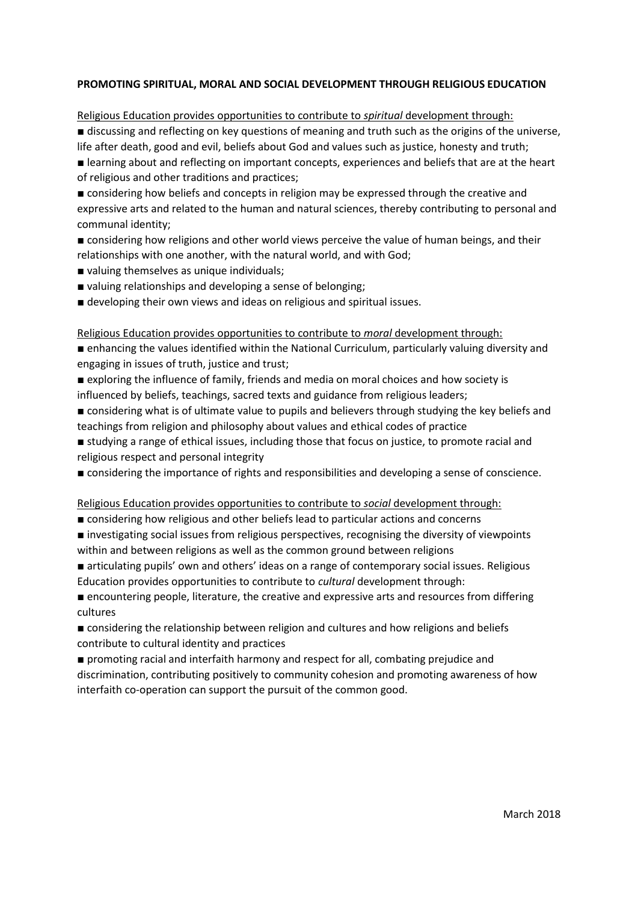**PROMOTING SPIRITUAL, MORAL AND SOCIAL DEVELOPMENT THROUGH RELIGIOUS EDUCATION**

<u>Religious Education provides opportunities to contribute to *spiritual* development through:</u>

■ discussing and reflecting on key questions of meaning and truth such as the origins of the universe, life after death, good and evil, beliefs about God and values such as justice, honesty and truth;
■ learning about and reflecting on important concepts, experiences and beliefs that are at the heart of religious and other traditions and practices;
■ considering how beliefs and concepts in religion may be expressed through the creative and expressive arts and related to the human and natural sciences, thereby contributing to personal and communal identity;
■ considering how religions and other world views perceive the value of human beings, and their relationships with one another, with the natural world, and with God;
■ valuing themselves as unique individuals;
■ valuing relationships and developing a sense of belonging;
■ developing their own views and ideas on religious and spiritual issues.

<u>Religious Education provides opportunities to contribute to *moral* development through:</u>

■ enhancing the values identified within the National Curriculum, particularly valuing diversity and engaging in issues of truth, justice and trust;
■ exploring the influence of family, friends and media on moral choices and how society is influenced by beliefs, teachings, sacred texts and guidance from religious leaders;
■ considering what is of ultimate value to pupils and believers through studying the key beliefs and teachings from religion and philosophy about values and ethical codes of practice
■ studying a range of ethical issues, including those that focus on justice, to promote racial and religious respect and personal integrity
■ considering the importance of rights and responsibilities and developing a sense of conscience.

<u>Religious Education provides opportunities to contribute to *social* development through:</u>

■ considering how religious and other beliefs lead to particular actions and concerns
■ investigating social issues from religious perspectives, recognising the diversity of viewpoints within and between religions as well as the common ground between religions
■ articulating pupils' own and others' ideas on a range of contemporary social issues. Religious Education provides opportunities to contribute to *cultural* development through:
■ encountering people, literature, the creative and expressive arts and resources from differing cultures
■ considering the relationship between religion and cultures and how religions and beliefs contribute to cultural identity and practices
■ promoting racial and interfaith harmony and respect for all, combating prejudice and discrimination, contributing positively to community cohesion and promoting awareness of how interfaith co-operation can support the pursuit of the common good.

March 2018